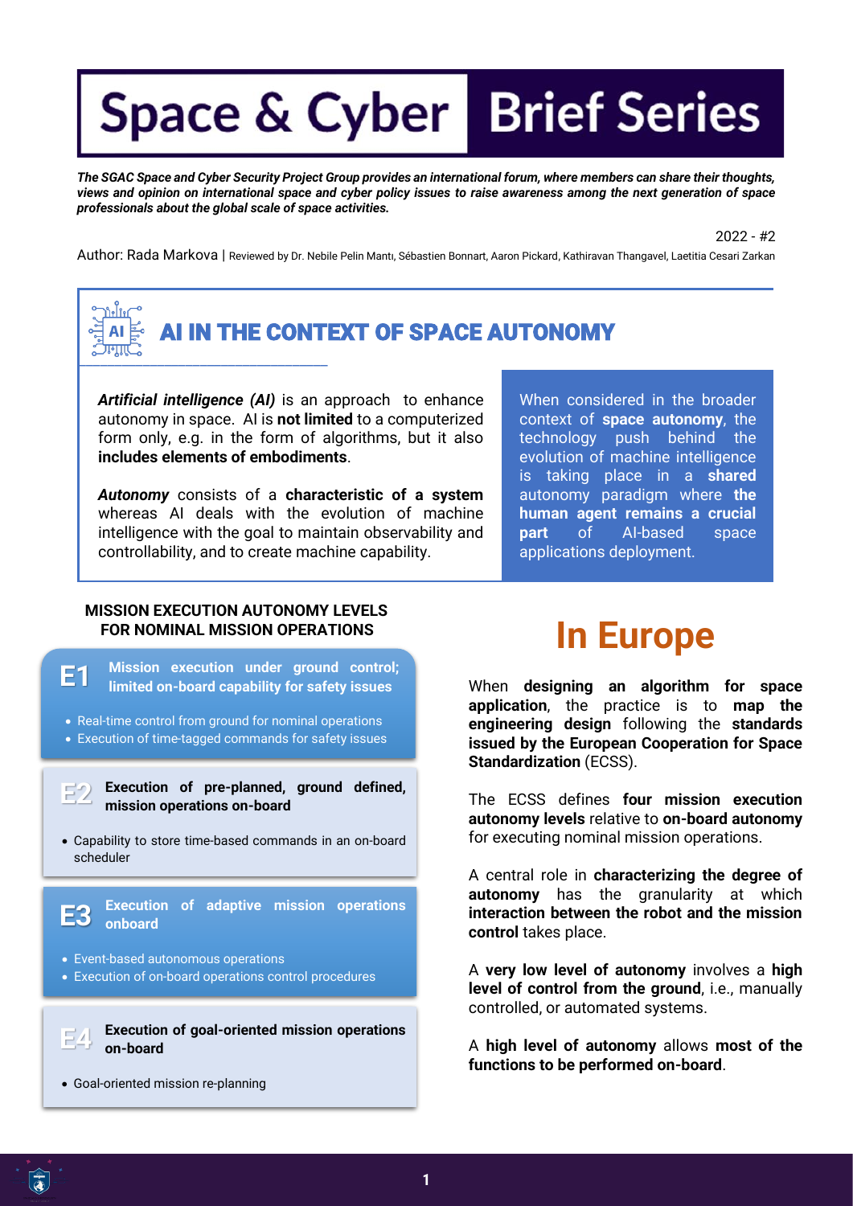# Space & Cyber Brief Series

***The SGAC Space and Cyber Security Project Group provides an international forum, where members can share their thoughts, views and opinion on international space and cyber policy issues to raise awareness among the next generation of space professionals about the global scale of space activities.***

2022 - #2

Author: Rada Markova | Reviewed by Dr. Nebile Pelin Mantı, Sébastien Bonnart, Aaron Pickard, Kathiravan Thangavel, Laetitia Cesari Zarkan

## AI IN THE CONTEXT OF SPACE AUTONOMY

***Artificial intelligence (AI)*** is an approach to enhance autonomy in space. AI is **not limited** to a computerized form only, e.g. in the form of algorithms, but it also **includes elements of embodiments**.

***Autonomy*** consists of a **characteristic of a system** whereas AI deals with the evolution of machine intelligence with the goal to maintain observability and controllability, and to create machine capability.

When considered in the broader context of **space autonomy**, the technology push behind the evolution of machine intelligence is taking place in a **shared** autonomy paradigm where **the human agent remains a crucial part** of AI-based space applications deployment.

### MISSION EXECUTION AUTONOMY LEVELS FOR NOMINAL MISSION OPERATIONS

**E1 — Mission execution under ground control; limited on-board capability for safety issues**

- Real-time control from ground for nominal operations
- Execution of time-tagged commands for safety issues

**E2 — Execution of pre-planned, ground defined, mission operations on-board**

- Capability to store time-based commands in an on-board scheduler

**E3 — Execution of adaptive mission operations onboard**

- Event-based autonomous operations
- Execution of on-board operations control procedures

**E4 — Execution of goal-oriented mission operations on-board**

- Goal-oriented mission re-planning

## In Europe

When **designing an algorithm for space application**, the practice is to **map the engineering design** following the **standards issued by the European Cooperation for Space Standardization** (ECSS).

The ECSS defines **four mission execution autonomy levels** relative to **on-board autonomy** for executing nominal mission operations.

A central role in **characterizing the degree of autonomy** has the granularity at which **interaction between the robot and the mission control** takes place.

A **very low level of autonomy** involves a **high level of control from the ground**, i.e., manually controlled, or automated systems.

A **high level of autonomy** allows **most of the functions to be performed on-board**.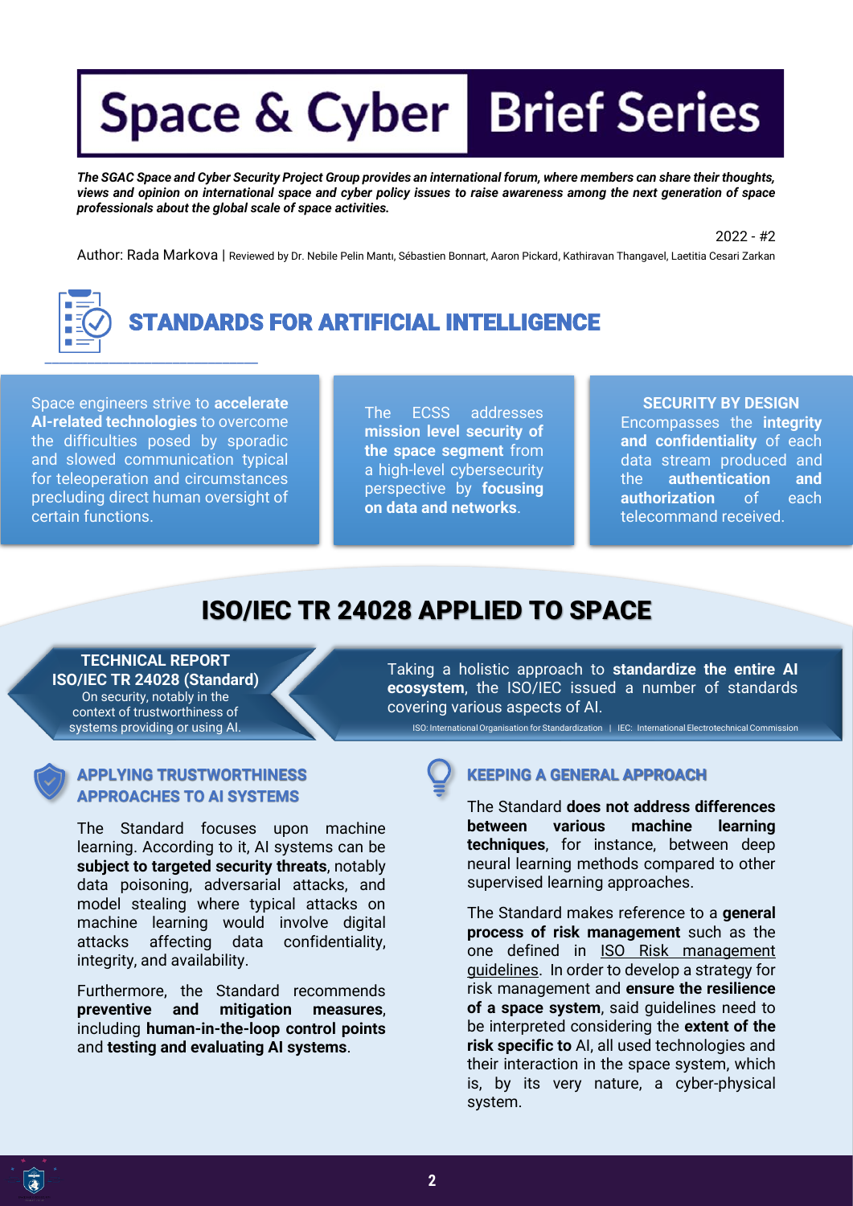# Space & Cyber Brief Series

***The SGAC Space and Cyber Security Project Group provides an international forum, where members can share their thoughts, views and opinion on international space and cyber policy issues to raise awareness among the next generation of space professionals about the global scale of space activities.***

2022 - #2

Author: Rada Markova | Reviewed by Dr. Nebile Pelin Mantı, Sébastien Bonnart, Aaron Pickard, Kathiravan Thangavel, Laetitia Cesari Zarkan

## STANDARDS FOR ARTIFICIAL INTELLIGENCE

Space engineers strive to **accelerate AI-related technologies** to overcome the difficulties posed by sporadic and slowed communication typical for teleoperation and circumstances precluding direct human oversight of certain functions.

The ECSS addresses **mission level security of the space segment** from a high-level cybersecurity perspective by **focusing on data and networks**.

**SECURITY BY DESIGN**
Encompasses the **integrity and confidentiality** of each data stream produced and the **authentication and authorization** of each telecommand received.

## ISO/IEC TR 24028 APPLIED TO SPACE

**TECHNICAL REPORT**
**ISO/IEC TR 24028 (Standard)**
On security, notably in the context of trustworthiness of systems providing or using AI.

Taking a holistic approach to **standardize the entire AI ecosystem**, the ISO/IEC issued a number of standards covering various aspects of AI.

ISO: International Organisation for Standardization | IEC: International Electrotechnical Commission

### APPLYING TRUSTWORTHINESS APPROACHES TO AI SYSTEMS

The Standard focuses upon machine learning. According to it, AI systems can be **subject to targeted security threats**, notably data poisoning, adversarial attacks, and model stealing where typical attacks on machine learning would involve digital attacks affecting data confidentiality, integrity, and availability.

Furthermore, the Standard recommends **preventive and mitigation measures**, including **human-in-the-loop control points** and **testing and evaluating AI systems**.

### KEEPING A GENERAL APPROACH

The Standard **does not address differences between various machine learning techniques**, for instance, between deep neural learning methods compared to other supervised learning approaches.

The Standard makes reference to a **general process of risk management** such as the one defined in ISO Risk management guidelines. In order to develop a strategy for risk management and **ensure the resilience of a space system**, said guidelines need to be interpreted considering the **extent of the risk specific to** AI, all used technologies and their interaction in the space system, which is, by its very nature, a cyber-physical system.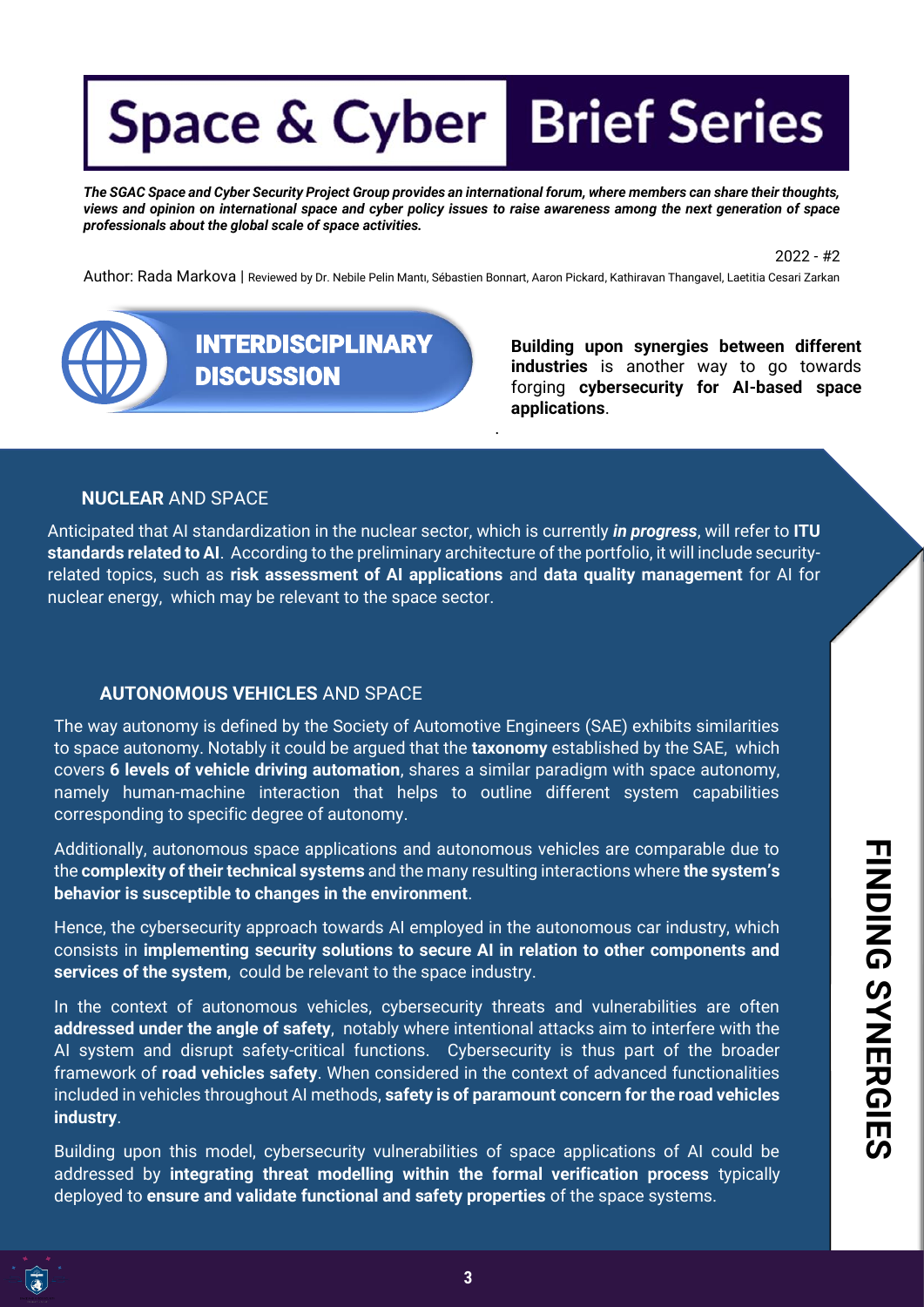# Space & Cyber Brief Series

***The SGAC Space and Cyber Security Project Group provides an international forum, where members can share their thoughts, views and opinion on international space and cyber policy issues to raise awareness among the next generation of space professionals about the global scale of space activities.***

2022 - #2

Author: Rada Markova | Reviewed by Dr. Nebile Pelin Mantı, Sébastien Bonnart, Aaron Pickard, Kathiravan Thangavel, Laetitia Cesari Zarkan

## INTERDISCIPLINARY DISCUSSION

**Building upon synergies between different industries** is another way to go towards forging **cybersecurity for AI-based space applications**.

## FINDING SYNERGIES

### **NUCLEAR** AND SPACE

Anticipated that AI standardization in the nuclear sector, which is currently ***in progress***, will refer to **ITU standards related to AI**. According to the preliminary architecture of the portfolio, it will include security-related topics, such as **risk assessment of AI applications** and **data quality management** for AI for nuclear energy, which may be relevant to the space sector.

### **AUTONOMOUS VEHICLES** AND SPACE

The way autonomy is defined by the Society of Automotive Engineers (SAE) exhibits similarities to space autonomy. Notably it could be argued that the **taxonomy** established by the SAE, which covers **6 levels of vehicle driving automation**, shares a similar paradigm with space autonomy, namely human-machine interaction that helps to outline different system capabilities corresponding to specific degree of autonomy.

Additionally, autonomous space applications and autonomous vehicles are comparable due to the **complexity of their technical systems** and the many resulting interactions where **the system's behavior is susceptible to changes in the environment**.

Hence, the cybersecurity approach towards AI employed in the autonomous car industry, which consists in **implementing security solutions to secure AI in relation to other components and services of the system**, could be relevant to the space industry.

In the context of autonomous vehicles, cybersecurity threats and vulnerabilities are often **addressed under the angle of safety**, notably where intentional attacks aim to interfere with the AI system and disrupt safety-critical functions. Cybersecurity is thus part of the broader framework of **road vehicles safety**. When considered in the context of advanced functionalities included in vehicles throughout AI methods, **safety is of paramount concern for the road vehicles industry**.

Building upon this model, cybersecurity vulnerabilities of space applications of AI could be addressed by **integrating threat modelling within the formal verification process** typically deployed to **ensure and validate functional and safety properties** of the space systems.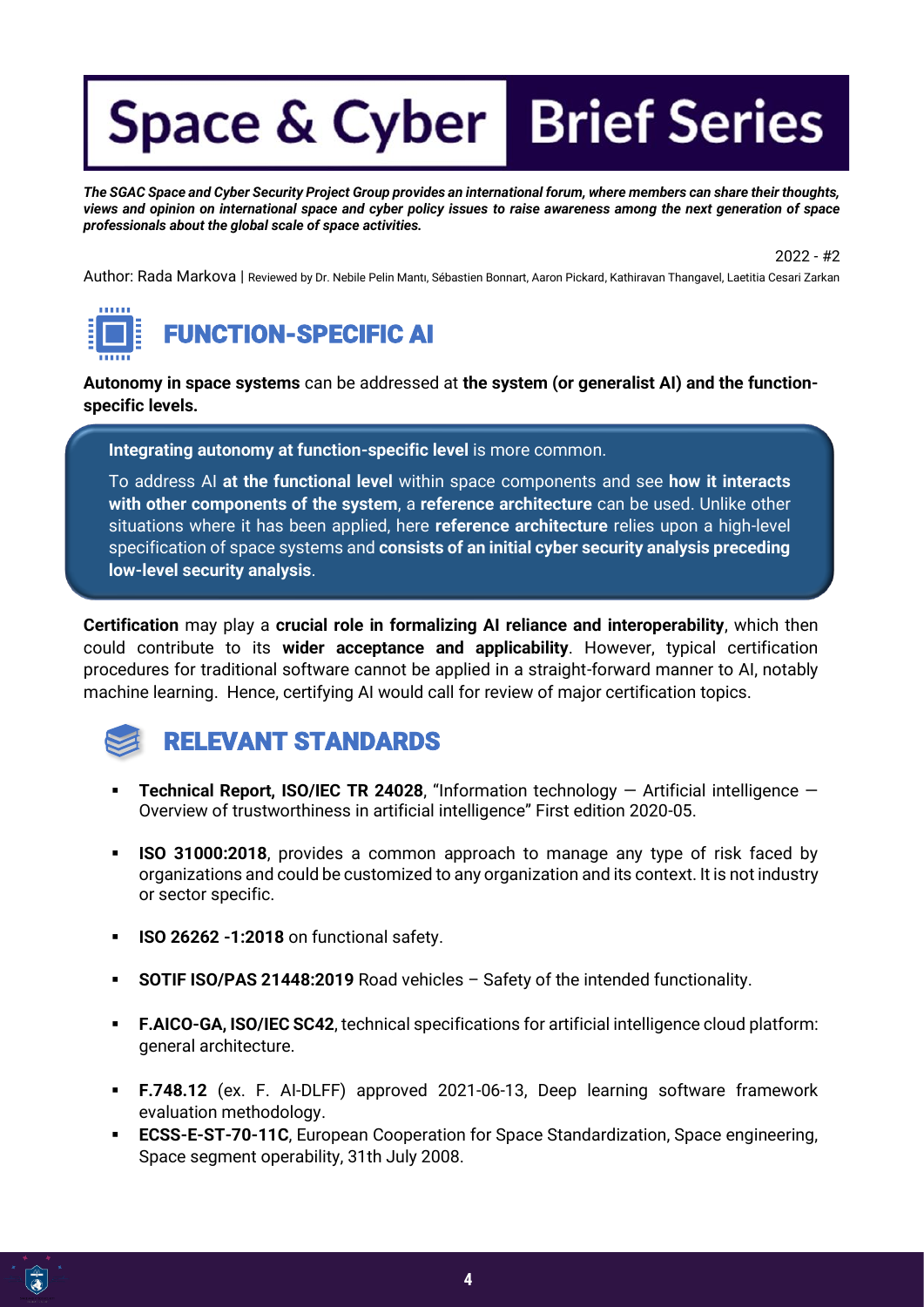# Space & Cyber Brief Series

***The SGAC Space and Cyber Security Project Group provides an international forum, where members can share their thoughts, views and opinion on international space and cyber policy issues to raise awareness among the next generation of space professionals about the global scale of space activities.***

2022 - #2

Author: Rada Markova | Reviewed by Dr. Nebile Pelin Mantı, Sébastien Bonnart, Aaron Pickard, Kathiravan Thangavel, Laetitia Cesari Zarkan

## FUNCTION-SPECIFIC AI

**Autonomy in space systems** can be addressed at **the system (or generalist AI) and the function-specific levels.**

**Integrating autonomy at function-specific level** is more common.

To address AI **at the functional level** within space components and see **how it interacts with other components of the system**, a **reference architecture** can be used. Unlike other situations where it has been applied, here **reference architecture** relies upon a high-level specification of space systems and **consists of an initial cyber security analysis preceding low-level security analysis**.

**Certification** may play a **crucial role in formalizing AI reliance and interoperability**, which then could contribute to its **wider acceptance and applicability**. However, typical certification procedures for traditional software cannot be applied in a straight-forward manner to AI, notably machine learning. Hence, certifying AI would call for review of major certification topics.

## RELEVANT STANDARDS

- **Technical Report, ISO/IEC TR 24028**, "Information technology — Artificial intelligence — Overview of trustworthiness in artificial intelligence" First edition 2020-05.
- **ISO 31000:2018**, provides a common approach to manage any type of risk faced by organizations and could be customized to any organization and its context. It is not industry or sector specific.
- **ISO 26262 -1:2018** on functional safety.
- **SOTIF ISO/PAS 21448:2019** Road vehicles – Safety of the intended functionality.
- **F.AICO-GA, ISO/IEC SC42**, technical specifications for artificial intelligence cloud platform: general architecture.
- **F.748.12** (ex. F. AI-DLFF) approved 2021-06-13, Deep learning software framework evaluation methodology.
- **ECSS-E-ST-70-11C**, European Cooperation for Space Standardization, Space engineering, Space segment operability, 31th July 2008.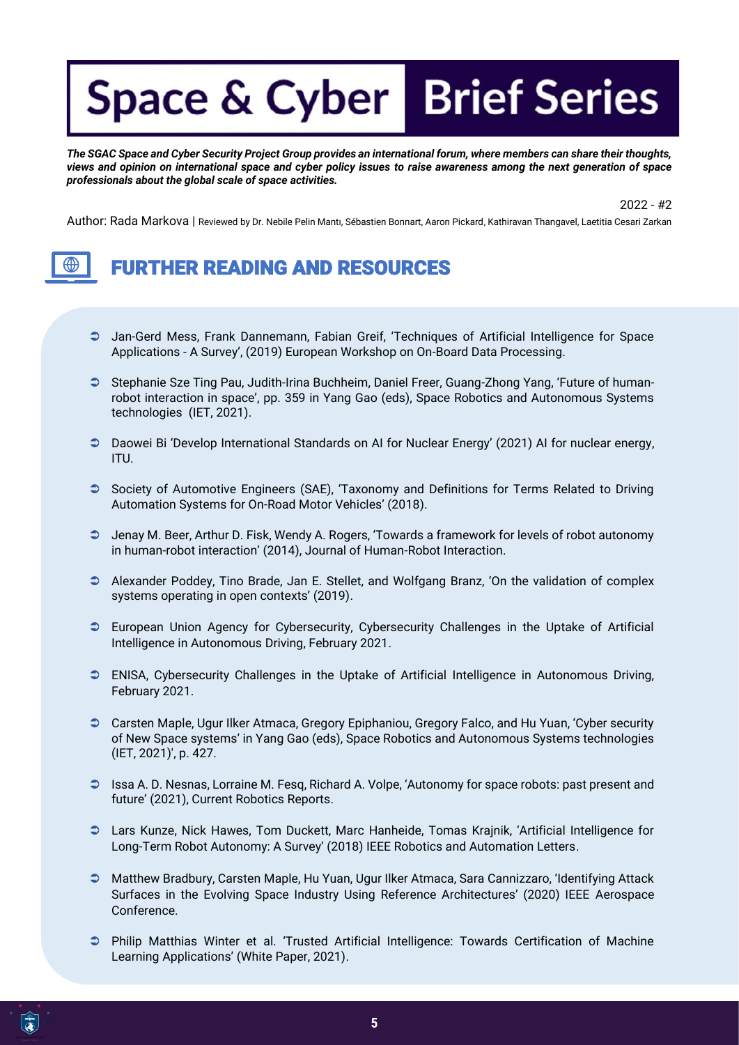# Space & Cyber Brief Series

***The SGAC Space and Cyber Security Project Group provides an international forum, where members can share their thoughts, views and opinion on international space and cyber policy issues to raise awareness among the next generation of space professionals about the global scale of space activities.***

2022 - #2

Author: Rada Markova | Reviewed by Dr. Nebile Pelin Mantı, Sébastien Bonnart, Aaron Pickard, Kathiravan Thangavel, Laetitia Cesari Zarkan

## FURTHER READING AND RESOURCES

- Jan-Gerd Mess, Frank Dannemann, Fabian Greif, 'Techniques of Artificial Intelligence for Space Applications - A Survey', (2019) European Workshop on On-Board Data Processing.
- Stephanie Sze Ting Pau, Judith-Irina Buchheim, Daniel Freer, Guang-Zhong Yang, 'Future of human-robot interaction in space', pp. 359 in Yang Gao (eds), Space Robotics and Autonomous Systems technologies (IET, 2021).
- Daowei Bi 'Develop International Standards on AI for Nuclear Energy' (2021) AI for nuclear energy, ITU.
- Society of Automotive Engineers (SAE), 'Taxonomy and Definitions for Terms Related to Driving Automation Systems for On-Road Motor Vehicles' (2018).
- Jenay M. Beer, Arthur D. Fisk, Wendy A. Rogers, 'Towards a framework for levels of robot autonomy in human-robot interaction' (2014), Journal of Human-Robot Interaction.
- Alexander Poddey, Tino Brade, Jan E. Stellet, and Wolfgang Branz, 'On the validation of complex systems operating in open contexts' (2019).
- European Union Agency for Cybersecurity, Cybersecurity Challenges in the Uptake of Artificial Intelligence in Autonomous Driving, February 2021.
- ENISA, Cybersecurity Challenges in the Uptake of Artificial Intelligence in Autonomous Driving, February 2021.
- Carsten Maple, Ugur Ilker Atmaca, Gregory Epiphaniou, Gregory Falco, and Hu Yuan, 'Cyber security of New Space systems' in Yang Gao (eds), Space Robotics and Autonomous Systems technologies (IET, 2021)', p. 427.
- Issa A. D. Nesnas, Lorraine M. Fesq, Richard A. Volpe, 'Autonomy for space robots: past present and future' (2021), Current Robotics Reports.
- Lars Kunze, Nick Hawes, Tom Duckett, Marc Hanheide, Tomas Krajnik, 'Artificial Intelligence for Long-Term Robot Autonomy: A Survey' (2018) IEEE Robotics and Automation Letters.
- Matthew Bradbury, Carsten Maple, Hu Yuan, Ugur Ilker Atmaca, Sara Cannizzaro, 'Identifying Attack Surfaces in the Evolving Space Industry Using Reference Architectures' (2020) IEEE Aerospace Conference.
- Philip Matthias Winter et al. 'Trusted Artificial Intelligence: Towards Certification of Machine Learning Applications' (White Paper, 2021).